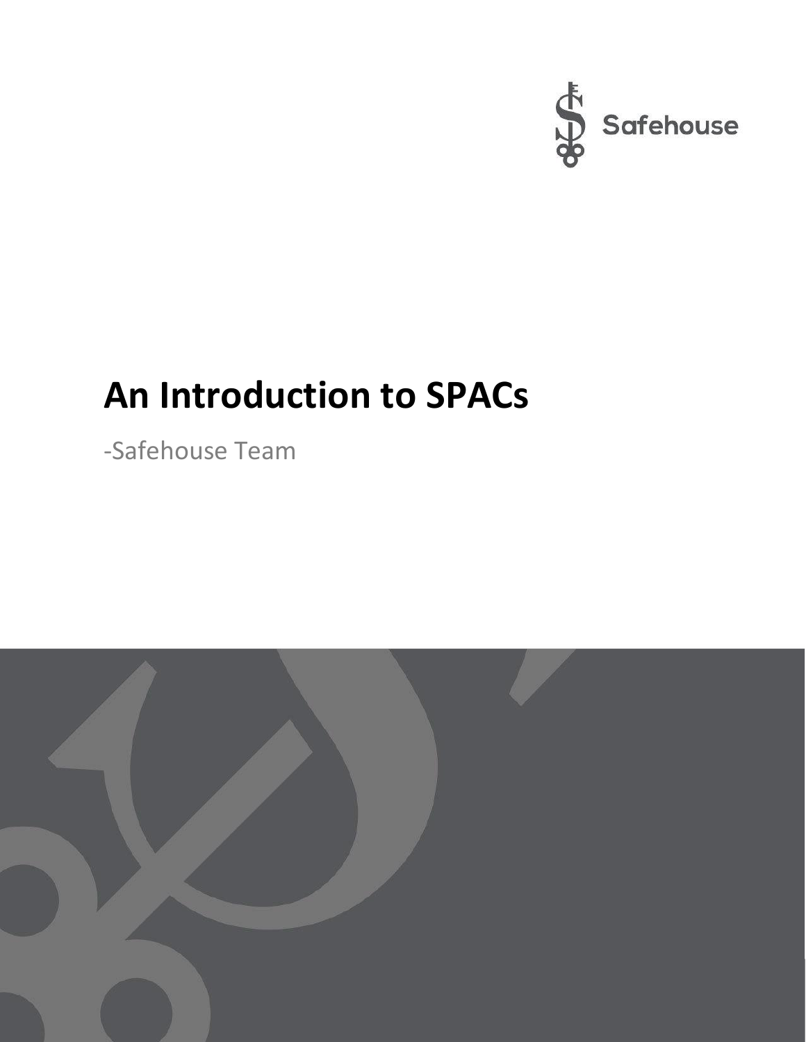Safehouse

# An Introduction to SPACs

-Safehouse Team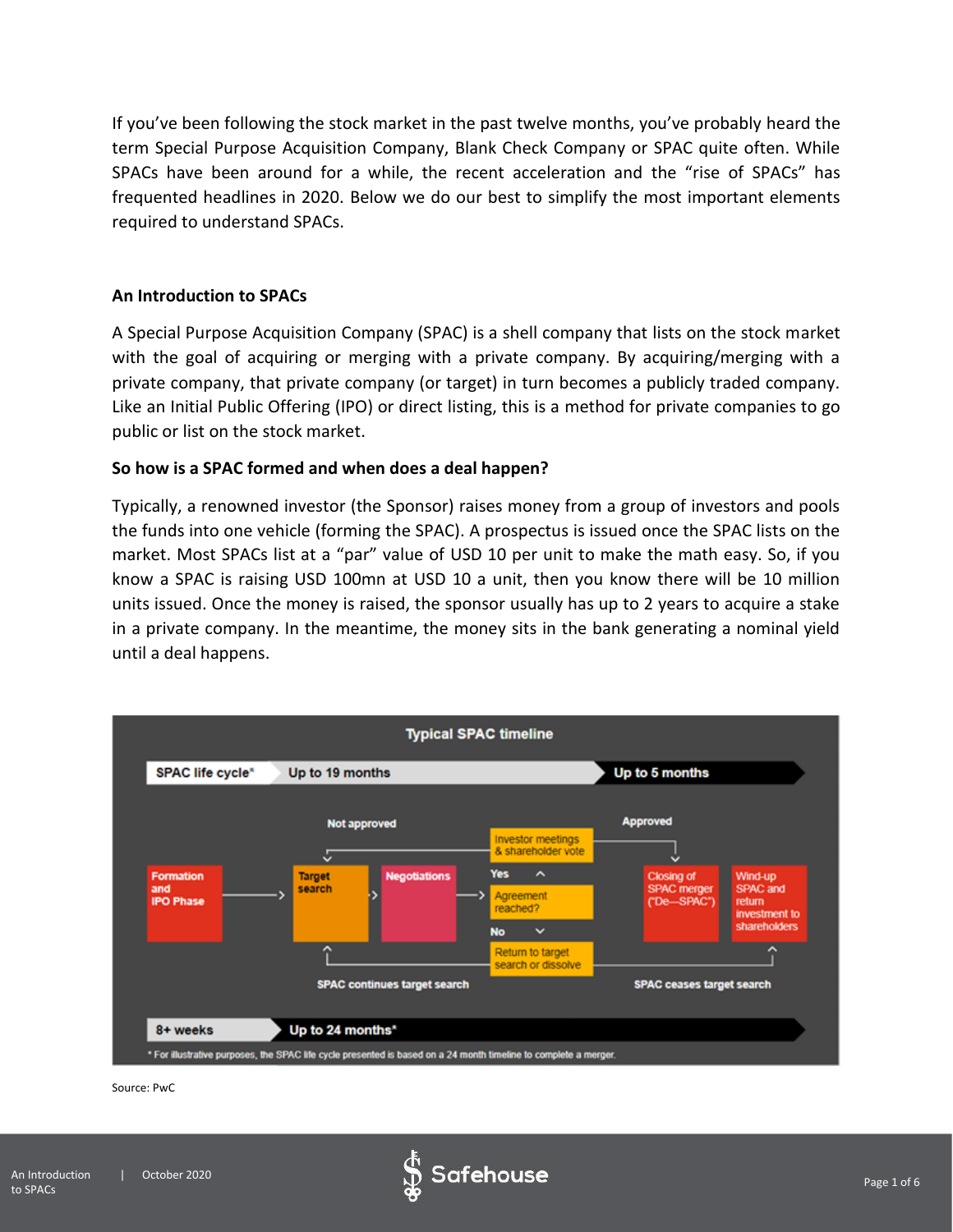If you've been following the stock market in the past twelve months, you've probably heard the term Special Purpose Acquisition Company, Blank Check Company or SPAC quite often. While SPACs have been around for a while, the recent acceleration and the "rise of SPACs" has frequented headlines in 2020. Below we do our best to simplify the most important elements required to understand SPACs.

## An Introduction to SPACs

A Special Purpose Acquisition Company (SPAC) is a shell company that lists on the stock market with the goal of acquiring or merging with a private company. By acquiring/merging with a private company, that private company (or target) in turn becomes a publicly traded company. Like an Initial Public Offering (IPO) or direct listing, this is a method for private companies to go public or list on the stock market.

### So how is a SPAC formed and when does a deal happen?

Typically, a renowned investor (the Sponsor) raises money from a group of investors and pools the funds into one vehicle (forming the SPAC). A prospectus is issued once the SPAC lists on the market. Most SPACs list at a "par" value of USD 10 per unit to make the math easy. So, if you know a SPAC is raising USD 100mn at USD 10 a unit, then you know there will be 10 million units issued. Once the money is raised, the sponsor usually has up to 2 years to acquire a stake in a private company. In the meantime, the money sits in the bank generating a nominal yield until a deal happens.

**Typical SPAC timeline**

SPAC life cycle*: Up to 19 months → Up to 5 months

Formation and IPO Phase → Target search → Negotiations → Agreement reached?
- Yes → Investor meetings & shareholder vote
  - Approved → Closing of SPAC merger ("De—SPAC")
  - Not approved → Target search
- No → Return to target search or dissolve
  - SPAC continues target search → Target search
  - SPAC ceases target search → Wind-up SPAC and return investment to shareholders

8+ weeks → Up to 24 months*

* For illustrative purposes, the SPAC life cycle presented is based on a 24 month timeline to complete a merger.

Source: PwC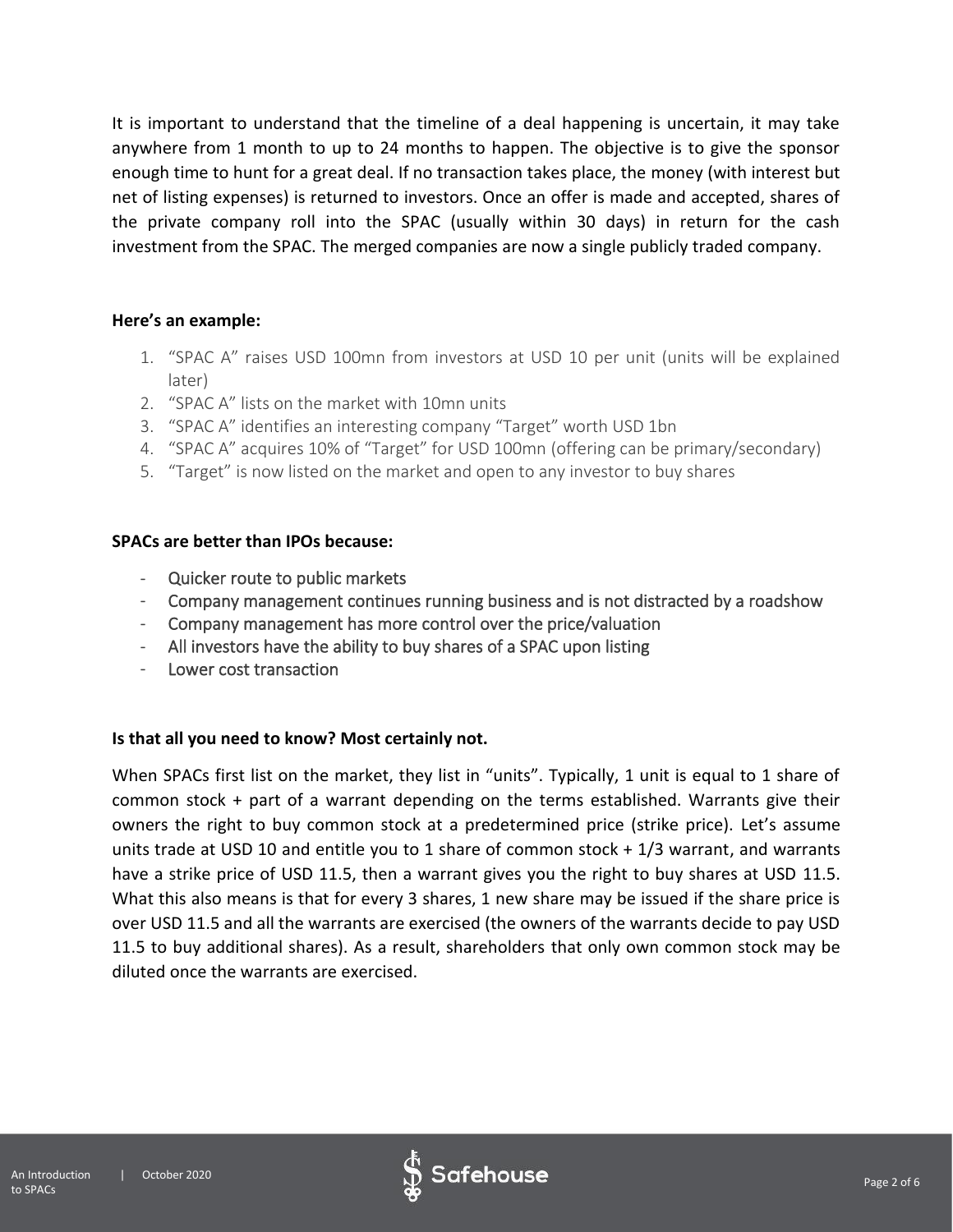It is important to understand that the timeline of a deal happening is uncertain, it may take anywhere from 1 month to up to 24 months to happen. The objective is to give the sponsor enough time to hunt for a great deal. If no transaction takes place, the money (with interest but net of listing expenses) is returned to investors. Once an offer is made and accepted, shares of the private company roll into the SPAC (usually within 30 days) in return for the cash investment from the SPAC. The merged companies are now a single publicly traded company.

**Here's an example:**

1. "SPAC A" raises USD 100mn from investors at USD 10 per unit (units will be explained later)
2. "SPAC A" lists on the market with 10mn units
3. "SPAC A" identifies an interesting company "Target" worth USD 1bn
4. "SPAC A" acquires 10% of "Target" for USD 100mn (offering can be primary/secondary)
5. "Target" is now listed on the market and open to any investor to buy shares

**SPACs are better than IPOs because:**

- Quicker route to public markets
- Company management continues running business and is not distracted by a roadshow
- Company management has more control over the price/valuation
- All investors have the ability to buy shares of a SPAC upon listing
- Lower cost transaction

**Is that all you need to know? Most certainly not.**

When SPACs first list on the market, they list in "units". Typically, 1 unit is equal to 1 share of common stock + part of a warrant depending on the terms established. Warrants give their owners the right to buy common stock at a predetermined price (strike price). Let's assume units trade at USD 10 and entitle you to 1 share of common stock + 1/3 warrant, and warrants have a strike price of USD 11.5, then a warrant gives you the right to buy shares at USD 11.5. What this also means is that for every 3 shares, 1 new share may be issued if the share price is over USD 11.5 and all the warrants are exercised (the owners of the warrants decide to pay USD 11.5 to buy additional shares). As a result, shareholders that only own common stock may be diluted once the warrants are exercised.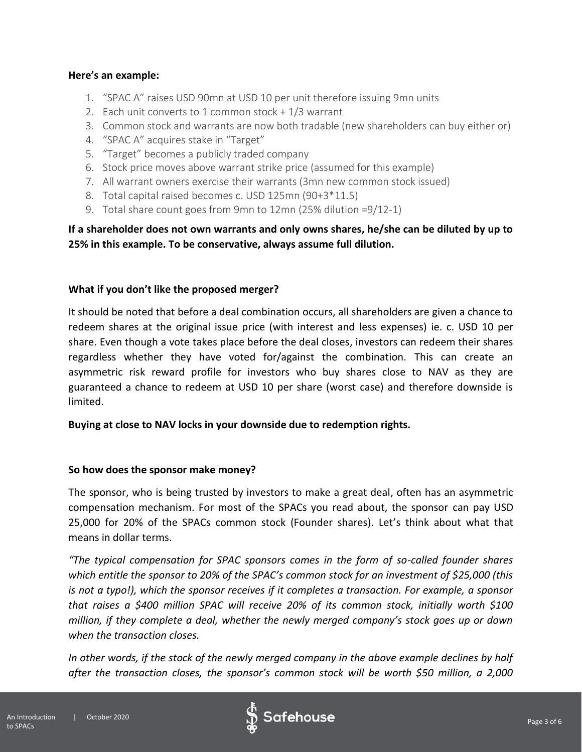**Here's an example:**

1. "SPAC A" raises USD 90mn at USD 10 per unit therefore issuing 9mn units
2. Each unit converts to 1 common stock + 1/3 warrant
3. Common stock and warrants are now both tradable (new shareholders can buy either or)
4. "SPAC A" acquires stake in "Target"
5. "Target" becomes a publicly traded company
6. Stock price moves above warrant strike price (assumed for this example)
7. All warrant owners exercise their warrants (3mn new common stock issued)
8. Total capital raised becomes c. USD 125mn (90+3*11.5)
9. Total share count goes from 9mn to 12mn (25% dilution =9/12-1)

**If a shareholder does not own warrants and only owns shares, he/she can be diluted by up to 25% in this example. To be conservative, always assume full dilution.**

**What if you don't like the proposed merger?**

It should be noted that before a deal combination occurs, all shareholders are given a chance to redeem shares at the original issue price (with interest and less expenses) ie. c. USD 10 per share. Even though a vote takes place before the deal closes, investors can redeem their shares regardless whether they have voted for/against the combination. This can create an asymmetric risk reward profile for investors who buy shares close to NAV as they are guaranteed a chance to redeem at USD 10 per share (worst case) and therefore downside is limited.

**Buying at close to NAV locks in your downside due to redemption rights.**

**So how does the sponsor make money?**

The sponsor, who is being trusted by investors to make a great deal, often has an asymmetric compensation mechanism. For most of the SPACs you read about, the sponsor can pay USD 25,000 for 20% of the SPACs common stock (Founder shares). Let's think about what that means in dollar terms.

*"The typical compensation for SPAC sponsors comes in the form of so-called founder shares which entitle the sponsor to 20% of the SPAC's common stock for an investment of $25,000 (this is not a typo!), which the sponsor receives if it completes a transaction. For example, a sponsor that raises a $400 million SPAC will receive 20% of its common stock, initially worth $100 million, if they complete a deal, whether the newly merged company's stock goes up or down when the transaction closes.*

*In other words, if the stock of the newly merged company in the above example declines by half after the transaction closes, the sponsor's common stock will be worth $50 million, a 2,000*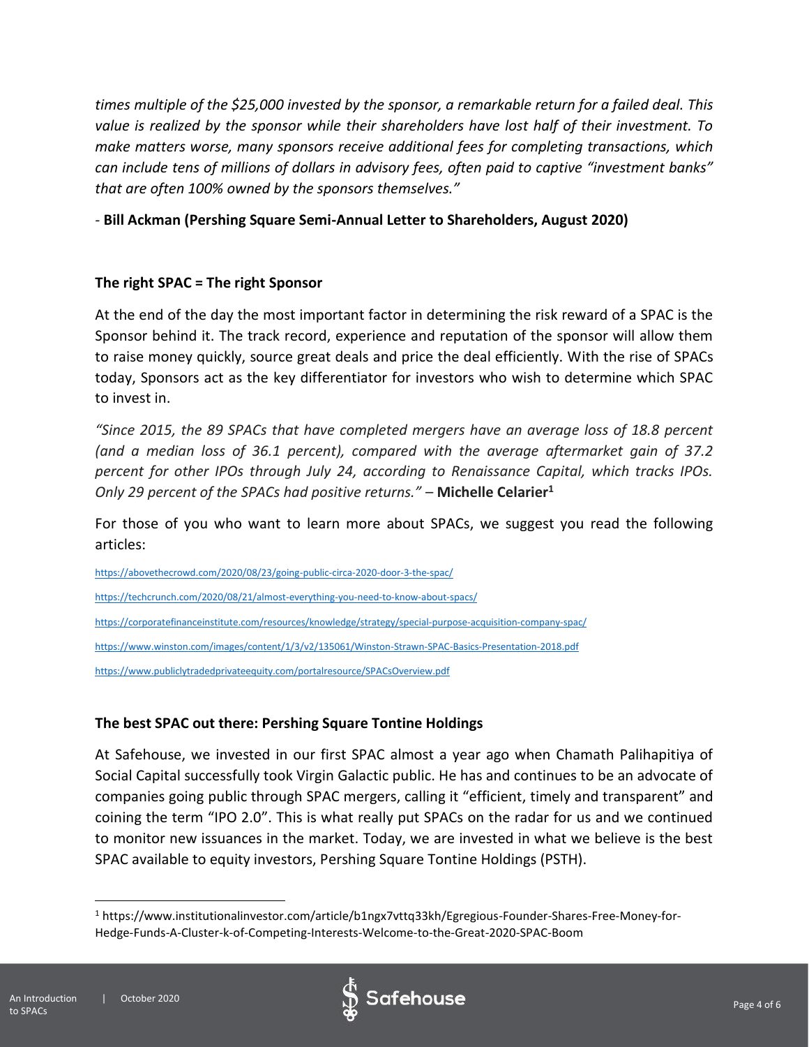*times multiple of the $25,000 invested by the sponsor, a remarkable return for a failed deal. This value is realized by the sponsor while their shareholders have lost half of their investment. To make matters worse, many sponsors receive additional fees for completing transactions, which can include tens of millions of dollars in advisory fees, often paid to captive "investment banks" that are often 100% owned by the sponsors themselves."*

\- **Bill Ackman (Pershing Square Semi-Annual Letter to Shareholders, August 2020)**

### The right SPAC = The right Sponsor

At the end of the day the most important factor in determining the risk reward of a SPAC is the Sponsor behind it. The track record, experience and reputation of the sponsor will allow them to raise money quickly, source great deals and price the deal efficiently. With the rise of SPACs today, Sponsors act as the key differentiator for investors who wish to determine which SPAC to invest in.

*"Since 2015, the 89 SPACs that have completed mergers have an average loss of 18.8 percent (and a median loss of 36.1 percent), compared with the average aftermarket gain of 37.2 percent for other IPOs through July 24, according to Renaissance Capital, which tracks IPOs. Only 29 percent of the SPACs had positive returns."* – **Michelle Celarier**[1]

For those of you who want to learn more about SPACs, we suggest you read the following articles:

https://abovethecrowd.com/2020/08/23/going-public-circa-2020-door-3-the-spac/

https://techcrunch.com/2020/08/21/almost-everything-you-need-to-know-about-spacs/

https://corporatefinanceinstitute.com/resources/knowledge/strategy/special-purpose-acquisition-company-spac/

https://www.winston.com/images/content/1/3/v2/135061/Winston-Strawn-SPAC-Basics-Presentation-2018.pdf

https://www.publiclytradedprivateequity.com/portalresource/SPACsOverview.pdf

### The best SPAC out there: Pershing Square Tontine Holdings

At Safehouse, we invested in our first SPAC almost a year ago when Chamath Palihapitiya of Social Capital successfully took Virgin Galactic public. He has and continues to be an advocate of companies going public through SPAC mergers, calling it "efficient, timely and transparent" and coining the term "IPO 2.0". This is what really put SPACs on the radar for us and we continued to monitor new issuances in the market. Today, we are invested in what we believe is the best SPAC available to equity investors, Pershing Square Tontine Holdings (PSTH).

---

[1] https://www.institutionalinvestor.com/article/b1ngx7vttq33kh/Egregious-Founder-Shares-Free-Money-for-Hedge-Funds-A-Cluster-k-of-Competing-Interests-Welcome-to-the-Great-2020-SPAC-Boom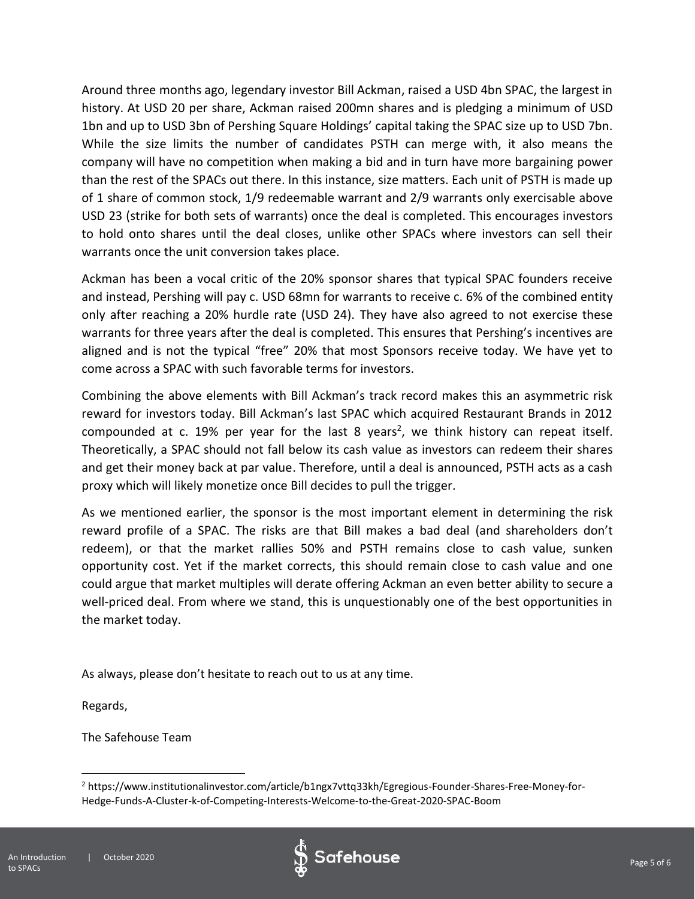Around three months ago, legendary investor Bill Ackman, raised a USD 4bn SPAC, the largest in history. At USD 20 per share, Ackman raised 200mn shares and is pledging a minimum of USD 1bn and up to USD 3bn of Pershing Square Holdings' capital taking the SPAC size up to USD 7bn. While the size limits the number of candidates PSTH can merge with, it also means the company will have no competition when making a bid and in turn have more bargaining power than the rest of the SPACs out there. In this instance, size matters. Each unit of PSTH is made up of 1 share of common stock, 1/9 redeemable warrant and 2/9 warrants only exercisable above USD 23 (strike for both sets of warrants) once the deal is completed. This encourages investors to hold onto shares until the deal closes, unlike other SPACs where investors can sell their warrants once the unit conversion takes place.

Ackman has been a vocal critic of the 20% sponsor shares that typical SPAC founders receive and instead, Pershing will pay c. USD 68mn for warrants to receive c. 6% of the combined entity only after reaching a 20% hurdle rate (USD 24). They have also agreed to not exercise these warrants for three years after the deal is completed. This ensures that Pershing's incentives are aligned and is not the typical "free" 20% that most Sponsors receive today. We have yet to come across a SPAC with such favorable terms for investors.

Combining the above elements with Bill Ackman's track record makes this an asymmetric risk reward for investors today. Bill Ackman's last SPAC which acquired Restaurant Brands in 2012 compounded at c. 19% per year for the last 8 years[2], we think history can repeat itself. Theoretically, a SPAC should not fall below its cash value as investors can redeem their shares and get their money back at par value. Therefore, until a deal is announced, PSTH acts as a cash proxy which will likely monetize once Bill decides to pull the trigger.

As we mentioned earlier, the sponsor is the most important element in determining the risk reward profile of a SPAC. The risks are that Bill makes a bad deal (and shareholders don't redeem), or that the market rallies 50% and PSTH remains close to cash value, sunken opportunity cost. Yet if the market corrects, this should remain close to cash value and one could argue that market multiples will derate offering Ackman an even better ability to secure a well-priced deal. From where we stand, this is unquestionably one of the best opportunities in the market today.

As always, please don't hesitate to reach out to us at any time.

Regards,

The Safehouse Team

---

[2] https://www.institutionalinvestor.com/article/b1ngx7vttq33kh/Egregious-Founder-Shares-Free-Money-for-Hedge-Funds-A-Cluster-k-of-Competing-Interests-Welcome-to-the-Great-2020-SPAC-Boom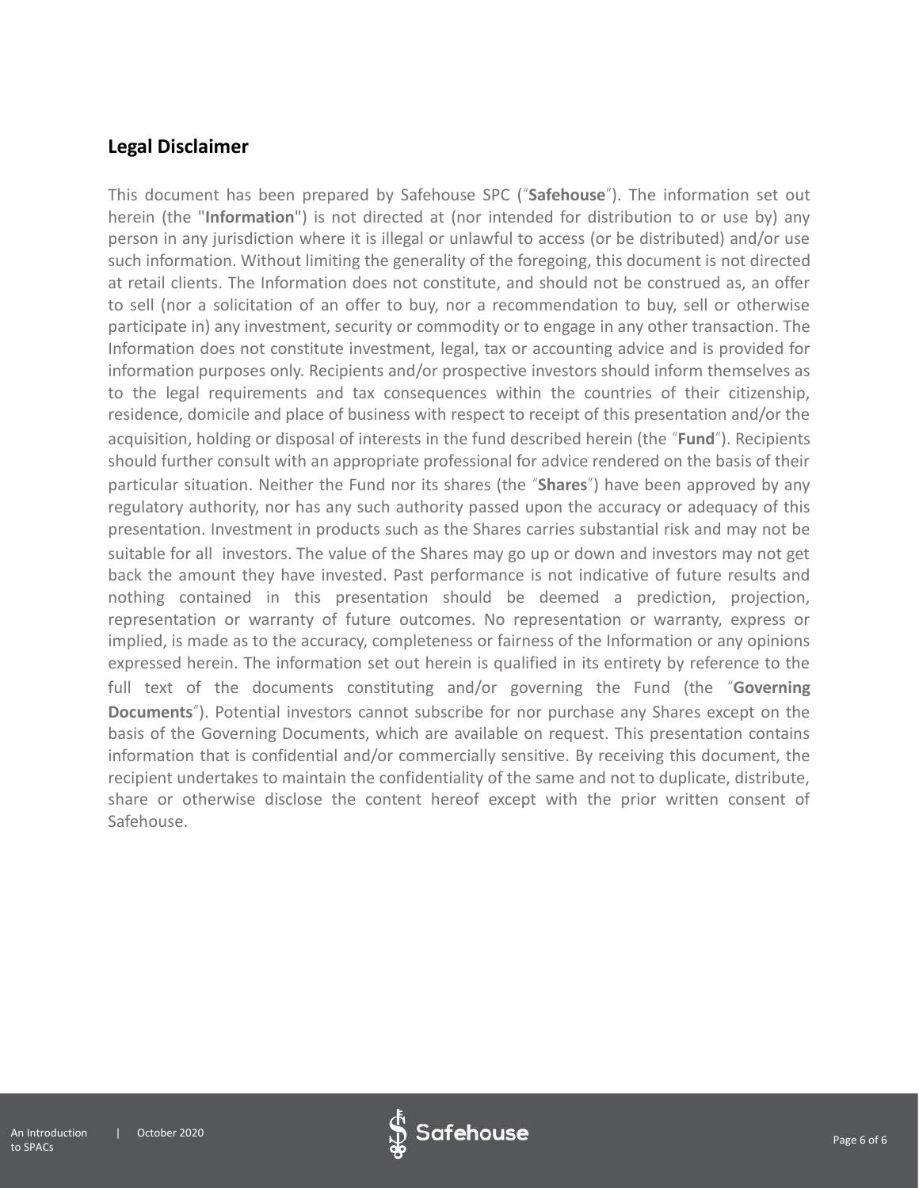## Legal Disclaimer

This document has been prepared by Safehouse SPC ("**Safehouse**"). The information set out herein (the "**Information**") is not directed at (nor intended for distribution to or use by) any person in any jurisdiction where it is illegal or unlawful to access (or be distributed) and/or use such information. Without limiting the generality of the foregoing, this document is not directed at retail clients. The Information does not constitute, and should not be construed as, an offer to sell (nor a solicitation of an offer to buy, nor a recommendation to buy, sell or otherwise participate in) any investment, security or commodity or to engage in any other transaction. The Information does not constitute investment, legal, tax or accounting advice and is provided for information purposes only. Recipients and/or prospective investors should inform themselves as to the legal requirements and tax consequences within the countries of their citizenship, residence, domicile and place of business with respect to receipt of this presentation and/or the acquisition, holding or disposal of interests in the fund described herein (the "**Fund**"). Recipients should further consult with an appropriate professional for advice rendered on the basis of their particular situation. Neither the Fund nor its shares (the "**Shares**") have been approved by any regulatory authority, nor has any such authority passed upon the accuracy or adequacy of this presentation. Investment in products such as the Shares carries substantial risk and may not be suitable for all investors. The value of the Shares may go up or down and investors may not get back the amount they have invested. Past performance is not indicative of future results and nothing contained in this presentation should be deemed a prediction, projection, representation or warranty of future outcomes. No representation or warranty, express or implied, is made as to the accuracy, completeness or fairness of the Information or any opinions expressed herein. The information set out herein is qualified in its entirety by reference to the full text of the documents constituting and/or governing the Fund (the "**Governing Documents**"). Potential investors cannot subscribe for nor purchase any Shares except on the basis of the Governing Documents, which are available on request. This presentation contains information that is confidential and/or commercially sensitive. By receiving this document, the recipient undertakes to maintain the confidentiality of the same and not to duplicate, distribute, share or otherwise disclose the content hereof except with the prior written consent of Safehouse.